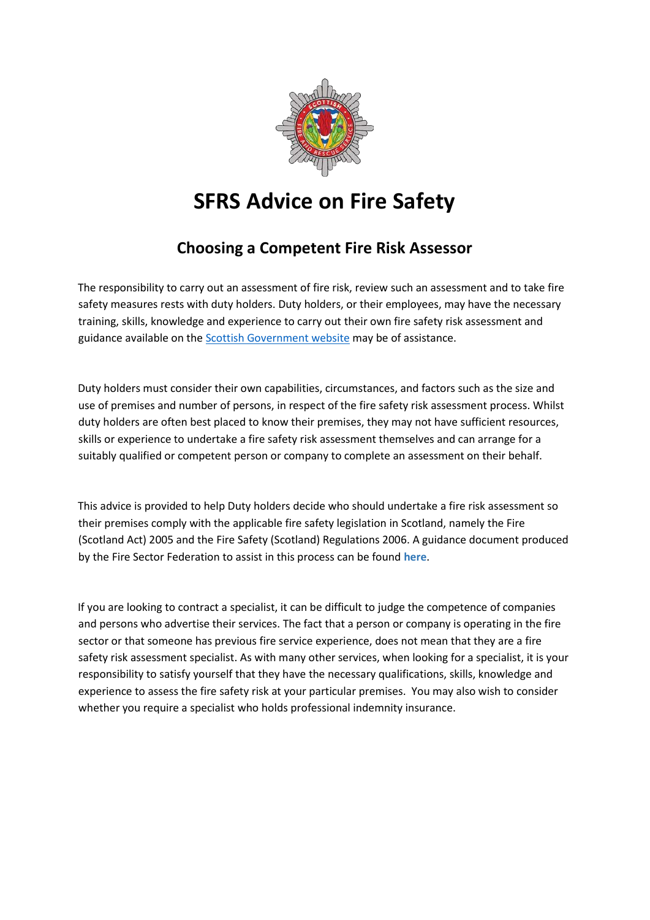# SFRS Advice on Fire Safety

## Choosing a Competent Fire Risk Assessor

The responsibility to carry out an assessment of fire risk, review such an assessment and to take fire safety measures rests with duty holders. Duty holders, or their employees, may have the necessary training, skills, knowledge and experience to carry out their own fire safety risk assessment and guidance available on the Scottish Government website may be of assistance.

Duty holders must consider their own capabilities, circumstances, and factors such as the size and use of premises and number of persons, in respect of the fire safety risk assessment process. Whilst duty holders are often best placed to know their premises, they may not have sufficient resources, skills or experience to undertake a fire safety risk assessment themselves and can arrange for a suitably qualified or competent person or company to complete an assessment on their behalf.

This advice is provided to help Duty holders decide who should undertake a fire risk assessment so their premises comply with the applicable fire safety legislation in Scotland, namely the Fire (Scotland Act) 2005 and the Fire Safety (Scotland) Regulations 2006. A guidance document produced by the Fire Sector Federation to assist in this process can be found **here**.

If you are looking to contract a specialist, it can be difficult to judge the competence of companies and persons who advertise their services. The fact that a person or company is operating in the fire sector or that someone has previous fire service experience, does not mean that they are a fire safety risk assessment specialist. As with many other services, when looking for a specialist, it is your responsibility to satisfy yourself that they have the necessary qualifications, skills, knowledge and experience to assess the fire safety risk at your particular premises. You may also wish to consider whether you require a specialist who holds professional indemnity insurance.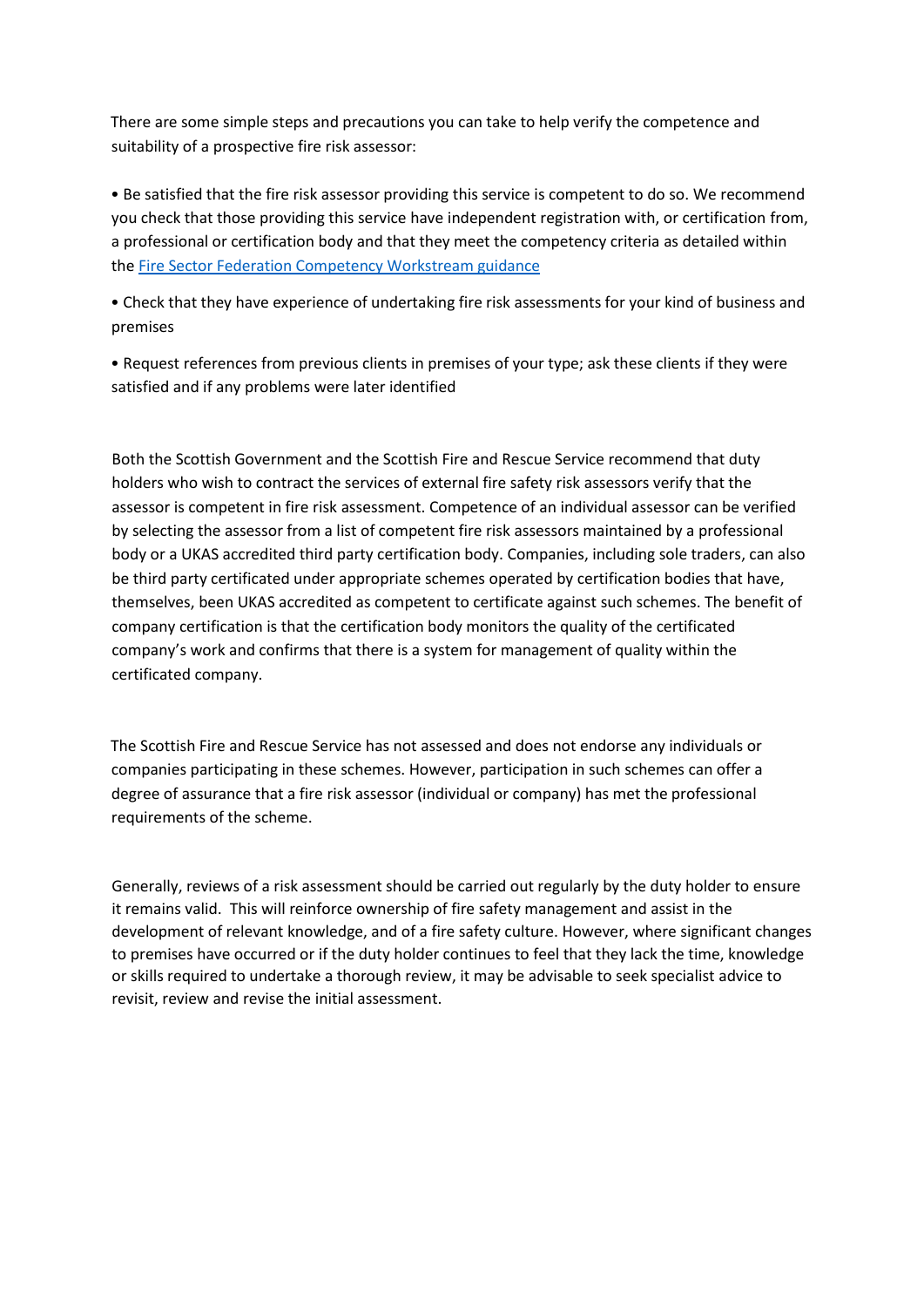There are some simple steps and precautions you can take to help verify the competence and suitability of a prospective fire risk assessor:

- Be satisfied that the fire risk assessor providing this service is competent to do so. We recommend you check that those providing this service have independent registration with, or certification from, a professional or certification body and that they meet the competency criteria as detailed within the Fire Sector Federation Competency Workstream guidance

- Check that they have experience of undertaking fire risk assessments for your kind of business and premises

- Request references from previous clients in premises of your type; ask these clients if they were satisfied and if any problems were later identified

Both the Scottish Government and the Scottish Fire and Rescue Service recommend that duty holders who wish to contract the services of external fire safety risk assessors verify that the assessor is competent in fire risk assessment. Competence of an individual assessor can be verified by selecting the assessor from a list of competent fire risk assessors maintained by a professional body or a UKAS accredited third party certification body. Companies, including sole traders, can also be third party certificated under appropriate schemes operated by certification bodies that have, themselves, been UKAS accredited as competent to certificate against such schemes. The benefit of company certification is that the certification body monitors the quality of the certificated company's work and confirms that there is a system for management of quality within the certificated company.

The Scottish Fire and Rescue Service has not assessed and does not endorse any individuals or companies participating in these schemes. However, participation in such schemes can offer a degree of assurance that a fire risk assessor (individual or company) has met the professional requirements of the scheme.

Generally, reviews of a risk assessment should be carried out regularly by the duty holder to ensure it remains valid. This will reinforce ownership of fire safety management and assist in the development of relevant knowledge, and of a fire safety culture. However, where significant changes to premises have occurred or if the duty holder continues to feel that they lack the time, knowledge or skills required to undertake a thorough review, it may be advisable to seek specialist advice to revisit, review and revise the initial assessment.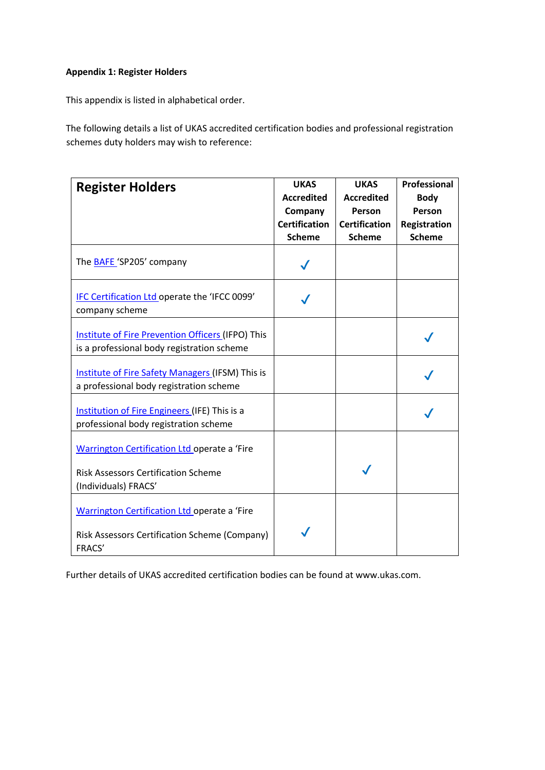**Appendix 1: Register Holders**

This appendix is listed in alphabetical order.

The following details a list of UKAS accredited certification bodies and professional registration schemes duty holders may wish to reference:

| Register Holders | UKAS Accredited Company Certification Scheme | UKAS Accredited Person Certification Scheme | Professional Body Person Registration Scheme |
|---|---|---|---|
| The BAFE 'SP205' company | ✓ | | |
| IFC Certification Ltd operate the 'IFCC 0099' company scheme | ✓ | | |
| Institute of Fire Prevention Officers (IFPO) This is a professional body registration scheme | | | ✓ |
| Institute of Fire Safety Managers (IFSM) This is a professional body registration scheme | | | ✓ |
| Institution of Fire Engineers (IFE) This is a professional body registration scheme | | | ✓ |
| Warrington Certification Ltd operate a 'Fire Risk Assessors Certification Scheme (Individuals) FRACS' | | ✓ | |
| Warrington Certification Ltd operate a 'Fire Risk Assessors Certification Scheme (Company) FRACS' | ✓ | | |

Further details of UKAS accredited certification bodies can be found at www.ukas.com.